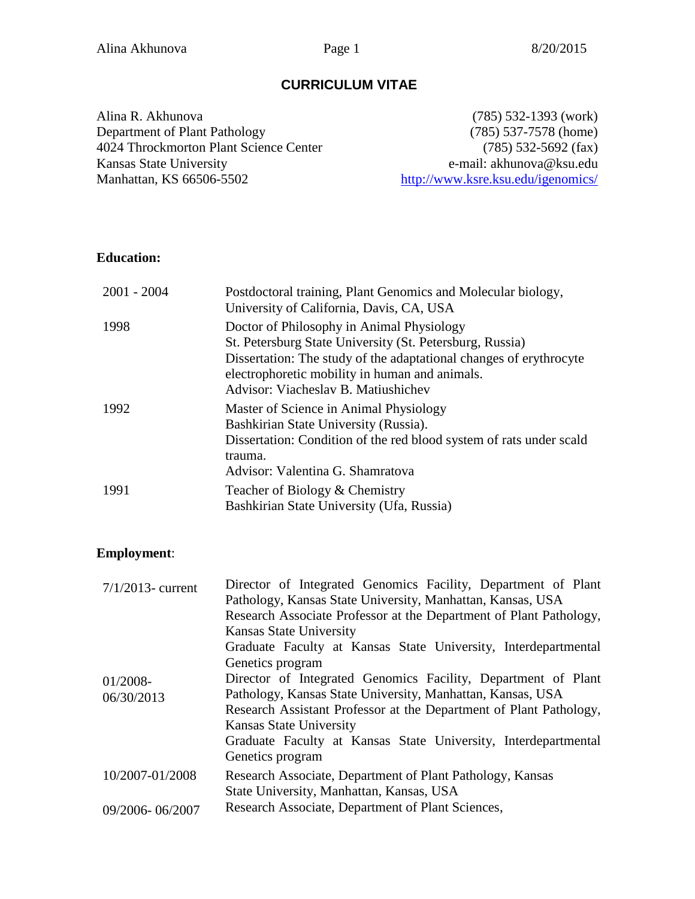# CURRICULUM VITAE

Alina R. Akhunova
Department of Plant Pathology
4024 Throckmorton Plant Science Center
Kansas State University
Manhattan, KS 66506-5502

(785) 532-1393 (work)
(785) 537-7578 (home)
(785) 532-5692 (fax)
e-mail: akhunova@ksu.edu
http://www.ksre.ksu.edu/igenomics/

**Education:**

| | |
|---|---|
| 2001 - 2004 | Postdoctoral training, Plant Genomics and Molecular biology, University of California, Davis, CA, USA |
| 1998 | Doctor of Philosophy in Animal Physiology<br>St. Petersburg State University (St. Petersburg, Russia)<br>Dissertation: The study of the adaptational changes of erythrocyte electrophoretic mobility in human and animals.<br>Advisor: Viacheslav B. Matiushichev |
| 1992 | Master of Science in Animal Physiology<br>Bashkirian State University (Russia).<br>Dissertation: Condition of the red blood system of rats under scald trauma.<br>Advisor: Valentina G. Shamratova |
| 1991 | Teacher of Biology & Chemistry<br>Bashkirian State University (Ufa, Russia) |

**Employment**:

| | |
|---|---|
| 7/1/2013- current | Director of Integrated Genomics Facility, Department of Plant Pathology, Kansas State University, Manhattan, Kansas, USA<br>Research Associate Professor at the Department of Plant Pathology, Kansas State University<br>Graduate Faculty at Kansas State University, Interdepartmental Genetics program |
| 01/2008-06/30/2013 | Director of Integrated Genomics Facility, Department of Plant Pathology, Kansas State University, Manhattan, Kansas, USA<br>Research Assistant Professor at the Department of Plant Pathology, Kansas State University<br>Graduate Faculty at Kansas State University, Interdepartmental Genetics program |
| 10/2007-01/2008 | Research Associate, Department of Plant Pathology, Kansas State University, Manhattan, Kansas, USA |
| 09/2006- 06/2007 | Research Associate, Department of Plant Sciences, |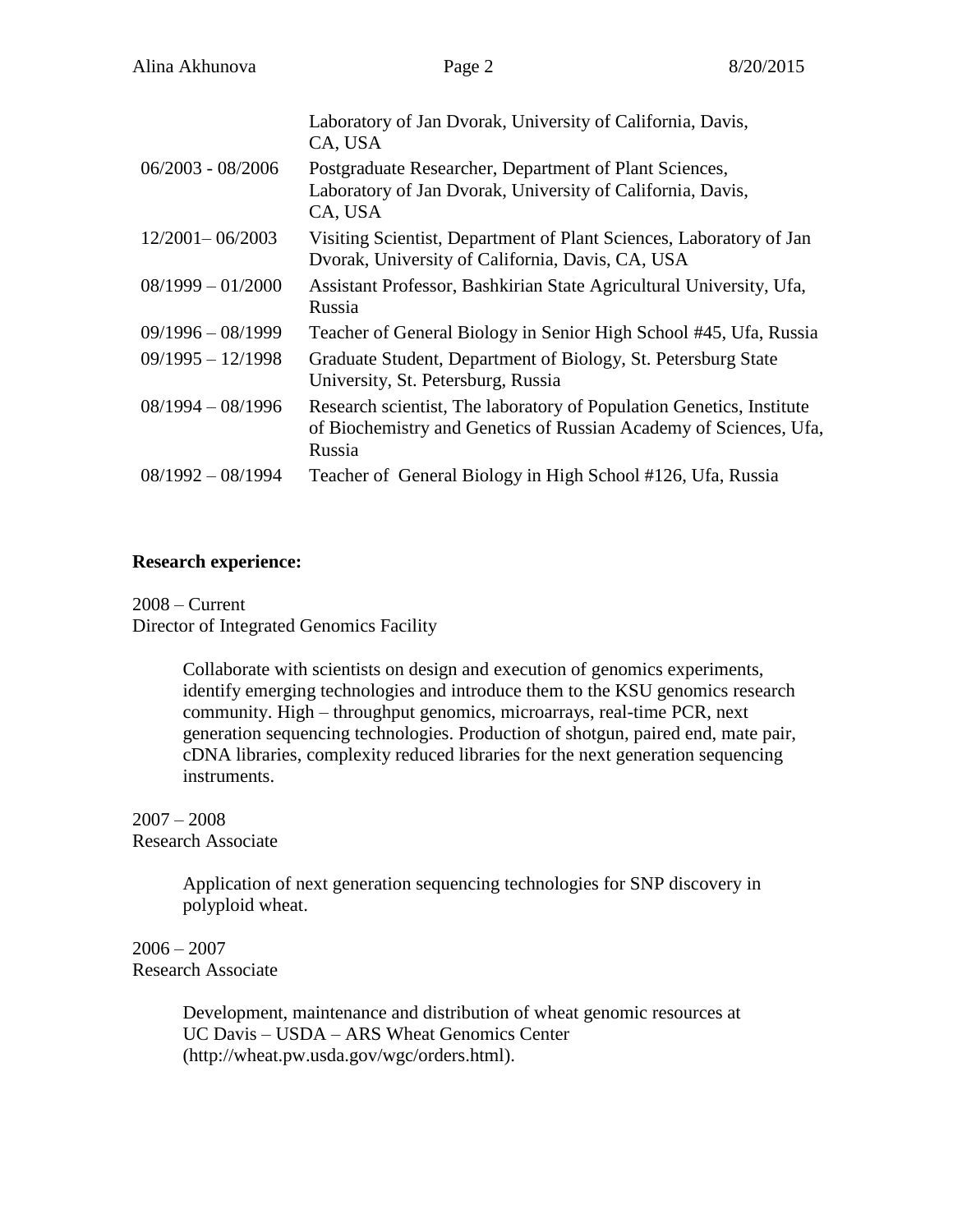| | |
|---|---|
| | Laboratory of Jan Dvorak, University of California, Davis, CA, USA |
| 06/2003 - 08/2006 | Postgraduate Researcher, Department of Plant Sciences, Laboratory of Jan Dvorak, University of California, Davis, CA, USA |
| 12/2001– 06/2003 | Visiting Scientist, Department of Plant Sciences, Laboratory of Jan Dvorak, University of California, Davis, CA, USA |
| 08/1999 – 01/2000 | Assistant Professor, Bashkirian State Agricultural University, Ufa, Russia |
| 09/1996 – 08/1999 | Teacher of General Biology in Senior High School #45, Ufa, Russia |
| 09/1995 – 12/1998 | Graduate Student, Department of Biology, St. Petersburg State University, St. Petersburg, Russia |
| 08/1994 – 08/1996 | Research scientist, The laboratory of Population Genetics, Institute of Biochemistry and Genetics of Russian Academy of Sciences, Ufa, Russia |
| 08/1992 – 08/1994 | Teacher of General Biology in High School #126, Ufa, Russia |

**Research experience:**

2008 – Current
Director of Integrated Genomics Facility

> Collaborate with scientists on design and execution of genomics experiments, identify emerging technologies and introduce them to the KSU genomics research community. High – throughput genomics, microarrays, real-time PCR, next generation sequencing technologies. Production of shotgun, paired end, mate pair, cDNA libraries, complexity reduced libraries for the next generation sequencing instruments.

2007 – 2008
Research Associate

> Application of next generation sequencing technologies for SNP discovery in polyploid wheat.

2006 – 2007
Research Associate

> Development, maintenance and distribution of wheat genomic resources at UC Davis – USDA – ARS Wheat Genomics Center (http://wheat.pw.usda.gov/wgc/orders.html).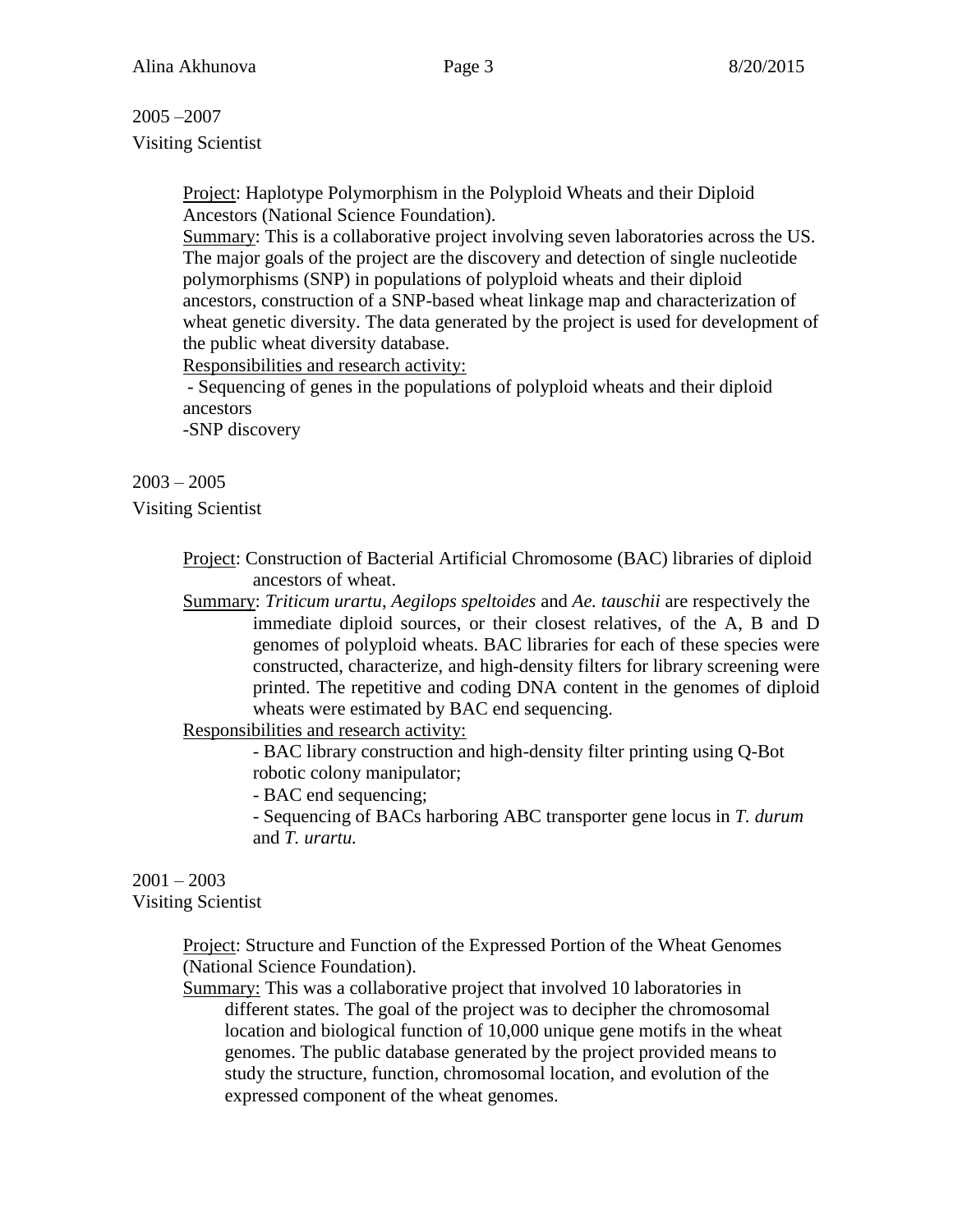2005 –2007

Visiting Scientist

<u>Project</u>: Haplotype Polymorphism in the Polyploid Wheats and their Diploid Ancestors (National Science Foundation).

<u>Summary</u>: This is a collaborative project involving seven laboratories across the US. The major goals of the project are the discovery and detection of single nucleotide polymorphisms (SNP) in populations of polyploid wheats and their diploid ancestors, construction of a SNP-based wheat linkage map and characterization of wheat genetic diversity. The data generated by the project is used for development of the public wheat diversity database.

<u>Responsibilities and research activity:</u>

- Sequencing of genes in the populations of polyploid wheats and their diploid ancestors
- SNP discovery

2003 – 2005

Visiting Scientist

<u>Project</u>: Construction of Bacterial Artificial Chromosome (BAC) libraries of diploid ancestors of wheat.

<u>Summary</u>: *Triticum urartu*, *Aegilops speltoides* and *Ae. tauschii* are respectively the immediate diploid sources, or their closest relatives, of the A, B and D genomes of polyploid wheats. BAC libraries for each of these species were constructed, characterize, and high-density filters for library screening were printed. The repetitive and coding DNA content in the genomes of diploid wheats were estimated by BAC end sequencing.

<u>Responsibilities and research activity:</u>

- BAC library construction and high-density filter printing using Q-Bot robotic colony manipulator;
- BAC end sequencing;
- Sequencing of BACs harboring ABC transporter gene locus in *T. durum* and *T. urartu.*

2001 – 2003

Visiting Scientist

<u>Project</u>: Structure and Function of the Expressed Portion of the Wheat Genomes (National Science Foundation).

<u>Summary:</u> This was a collaborative project that involved 10 laboratories in different states. The goal of the project was to decipher the chromosomal location and biological function of 10,000 unique gene motifs in the wheat genomes. The public database generated by the project provided means to study the structure, function, chromosomal location, and evolution of the expressed component of the wheat genomes.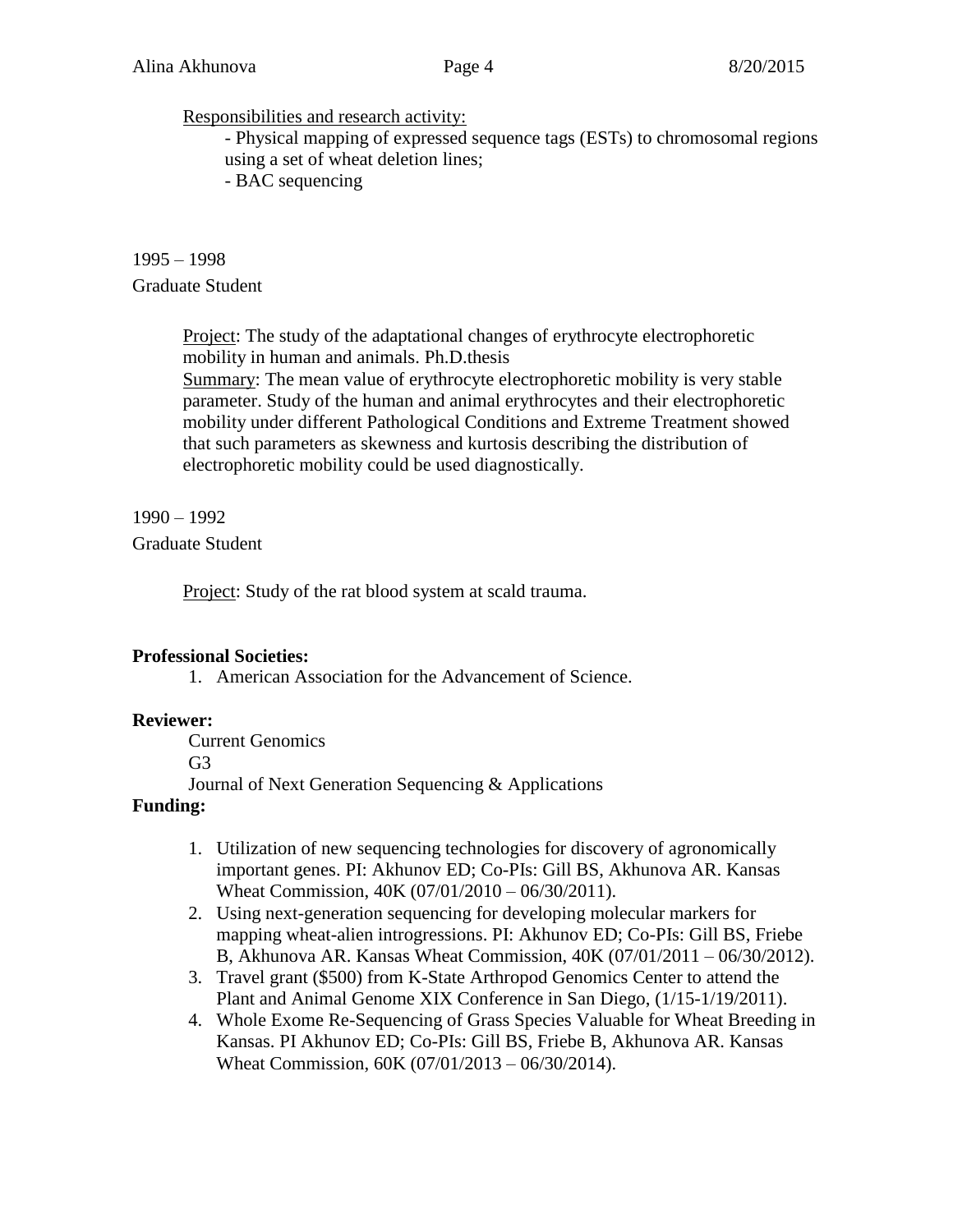Responsibilities and research activity:

- Physical mapping of expressed sequence tags (ESTs) to chromosomal regions using a set of wheat deletion lines;
- BAC sequencing

1995 – 1998

Graduate Student

Project: The study of the adaptational changes of erythrocyte electrophoretic mobility in human and animals. Ph.D.thesis

Summary: The mean value of erythrocyte electrophoretic mobility is very stable parameter. Study of the human and animal erythrocytes and their electrophoretic mobility under different Pathological Conditions and Extreme Treatment showed that such parameters as skewness and kurtosis describing the distribution of electrophoretic mobility could be used diagnostically.

1990 – 1992

Graduate Student

Project: Study of the rat blood system at scald trauma.

**Professional Societies:**

1. American Association for the Advancement of Science.

**Reviewer:**

Current Genomics

G3

Journal of Next Generation Sequencing & Applications

**Funding:**

1. Utilization of new sequencing technologies for discovery of agronomically important genes. PI: Akhunov ED; Co-PIs: Gill BS, Akhunova AR. Kansas Wheat Commission, 40K (07/01/2010 – 06/30/2011).
2. Using next-generation sequencing for developing molecular markers for mapping wheat-alien introgressions. PI: Akhunov ED; Co-PIs: Gill BS, Friebe B, Akhunova AR. Kansas Wheat Commission, 40K (07/01/2011 – 06/30/2012).
3. Travel grant ($500) from K-State Arthropod Genomics Center to attend the Plant and Animal Genome XIX Conference in San Diego, (1/15-1/19/2011).
4. Whole Exome Re-Sequencing of Grass Species Valuable for Wheat Breeding in Kansas. PI Akhunov ED; Co-PIs: Gill BS, Friebe B, Akhunova AR. Kansas Wheat Commission, 60K (07/01/2013 – 06/30/2014).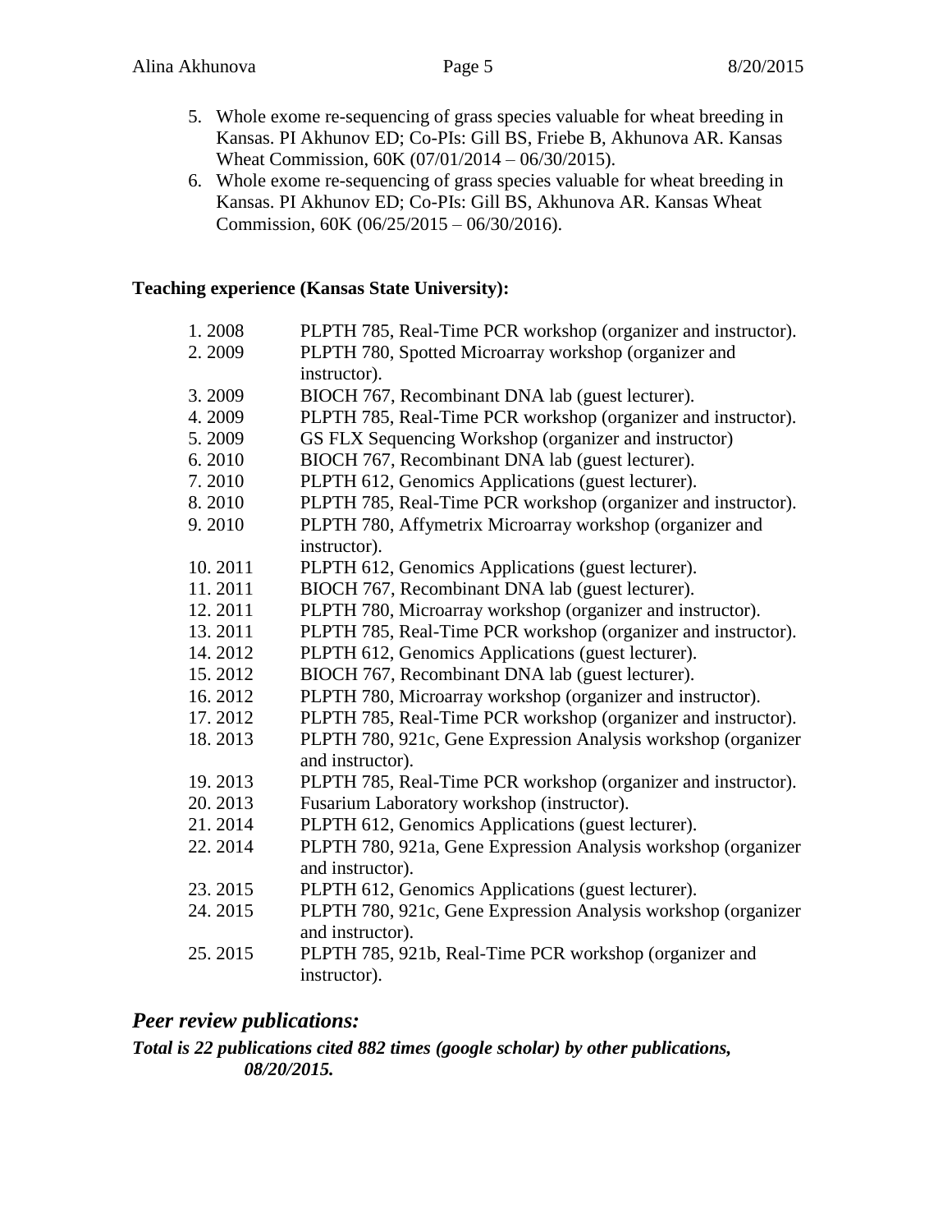5. Whole exome re-sequencing of grass species valuable for wheat breeding in Kansas. PI Akhunov ED; Co-PIs: Gill BS, Friebe B, Akhunova AR. Kansas Wheat Commission, 60K (07/01/2014 – 06/30/2015).
6. Whole exome re-sequencing of grass species valuable for wheat breeding in Kansas. PI Akhunov ED; Co-PIs: Gill BS, Akhunova AR. Kansas Wheat Commission, 60K (06/25/2015 – 06/30/2016).

**Teaching experience (Kansas State University):**

1. 2008 PLPTH 785, Real-Time PCR workshop (organizer and instructor).
2. 2009 PLPTH 780, Spotted Microarray workshop (organizer and instructor).
3. 2009 BIOCH 767, Recombinant DNA lab (guest lecturer).
4. 2009 PLPTH 785, Real-Time PCR workshop (organizer and instructor).
5. 2009 GS FLX Sequencing Workshop (organizer and instructor)
6. 2010 BIOCH 767, Recombinant DNA lab (guest lecturer).
7. 2010 PLPTH 612, Genomics Applications (guest lecturer).
8. 2010 PLPTH 785, Real-Time PCR workshop (organizer and instructor).
9. 2010 PLPTH 780, Affymetrix Microarray workshop (organizer and instructor).
10. 2011 PLPTH 612, Genomics Applications (guest lecturer).
11. 2011 BIOCH 767, Recombinant DNA lab (guest lecturer).
12. 2011 PLPTH 780, Microarray workshop (organizer and instructor).
13. 2011 PLPTH 785, Real-Time PCR workshop (organizer and instructor).
14. 2012 PLPTH 612, Genomics Applications (guest lecturer).
15. 2012 BIOCH 767, Recombinant DNA lab (guest lecturer).
16. 2012 PLPTH 780, Microarray workshop (organizer and instructor).
17. 2012 PLPTH 785, Real-Time PCR workshop (organizer and instructor).
18. 2013 PLPTH 780, 921c, Gene Expression Analysis workshop (organizer and instructor).
19. 2013 PLPTH 785, Real-Time PCR workshop (organizer and instructor).
20. 2013 Fusarium Laboratory workshop (instructor).
21. 2014 PLPTH 612, Genomics Applications (guest lecturer).
22. 2014 PLPTH 780, 921a, Gene Expression Analysis workshop (organizer and instructor).
23. 2015 PLPTH 612, Genomics Applications (guest lecturer).
24. 2015 PLPTH 780, 921c, Gene Expression Analysis workshop (organizer and instructor).
25. 2015 PLPTH 785, 921b, Real-Time PCR workshop (organizer and instructor).

## *Peer review publications:*

***Total is 22 publications cited 882 times (google scholar) by other publications, 08/20/2015.***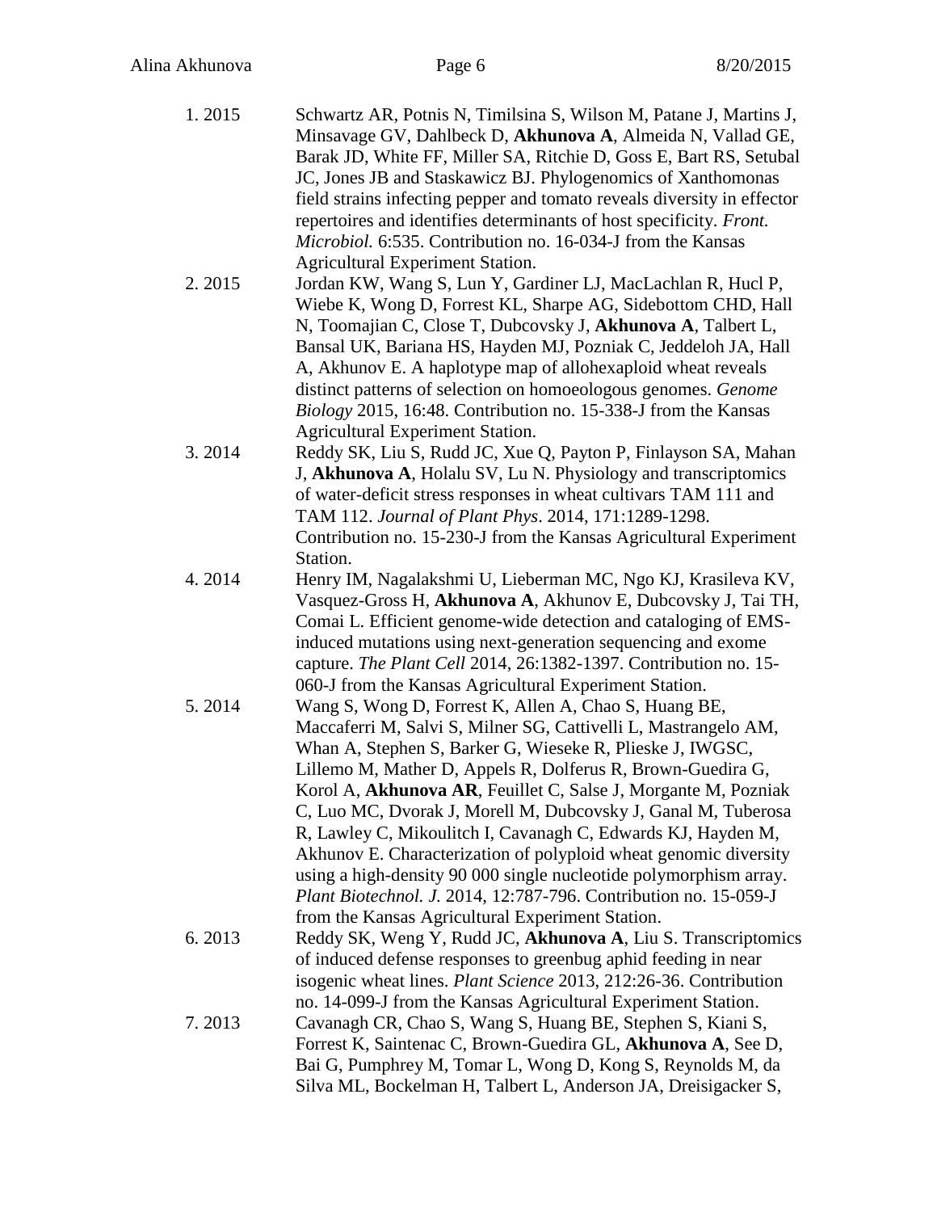1. 2015 Schwartz AR, Potnis N, Timilsina S, Wilson M, Patane J, Martins J, Minsavage GV, Dahlbeck D, **Akhunova A**, Almeida N, Vallad GE, Barak JD, White FF, Miller SA, Ritchie D, Goss E, Bart RS, Setubal JC, Jones JB and Staskawicz BJ. Phylogenomics of Xanthomonas field strains infecting pepper and tomato reveals diversity in effector repertoires and identifies determinants of host specificity. *Front. Microbiol.* 6:535. Contribution no. 16-034-J from the Kansas Agricultural Experiment Station.

2. 2015 Jordan KW, Wang S, Lun Y, Gardiner LJ, MacLachlan R, Hucl P, Wiebe K, Wong D, Forrest KL, Sharpe AG, Sidebottom CHD, Hall N, Toomajian C, Close T, Dubcovsky J, **Akhunova A**, Talbert L, Bansal UK, Bariana HS, Hayden MJ, Pozniak C, Jeddeloh JA, Hall A, Akhunov E. A haplotype map of allohexaploid wheat reveals distinct patterns of selection on homoeologous genomes. *Genome Biology* 2015, 16:48. Contribution no. 15-338-J from the Kansas Agricultural Experiment Station.

3. 2014 Reddy SK, Liu S, Rudd JC, Xue Q, Payton P, Finlayson SA, Mahan J, **Akhunova A**, Holalu SV, Lu N. Physiology and transcriptomics of water-deficit stress responses in wheat cultivars TAM 111 and TAM 112. *Journal of Plant Phys*. 2014, 171:1289-1298. Contribution no. 15-230-J from the Kansas Agricultural Experiment Station.

4. 2014 Henry IM, Nagalakshmi U, Lieberman MC, Ngo KJ, Krasileva KV, Vasquez-Gross H, **Akhunova A**, Akhunov E, Dubcovsky J, Tai TH, Comai L. Efficient genome-wide detection and cataloging of EMS-induced mutations using next-generation sequencing and exome capture. *The Plant Cell* 2014, 26:1382-1397. Contribution no. 15-060-J from the Kansas Agricultural Experiment Station.

5. 2014 Wang S, Wong D, Forrest K, Allen A, Chao S, Huang BE, Maccaferri M, Salvi S, Milner SG, Cattivelli L, Mastrangelo AM, Whan A, Stephen S, Barker G, Wieseke R, Plieske J, IWGSC, Lillemo M, Mather D, Appels R, Dolferus R, Brown-Guedira G, Korol A, **Akhunova AR**, Feuillet C, Salse J, Morgante M, Pozniak C, Luo MC, Dvorak J, Morell M, Dubcovsky J, Ganal M, Tuberosa R, Lawley C, Mikoulitch I, Cavanagh C, Edwards KJ, Hayden M, Akhunov E. Characterization of polyploid wheat genomic diversity using a high-density 90 000 single nucleotide polymorphism array. *Plant Biotechnol. J.* 2014, 12:787-796. Contribution no. 15-059-J from the Kansas Agricultural Experiment Station.

6. 2013 Reddy SK, Weng Y, Rudd JC, **Akhunova A**, Liu S. Transcriptomics of induced defense responses to greenbug aphid feeding in near isogenic wheat lines. *Plant Science* 2013, 212:26-36. Contribution no. 14-099-J from the Kansas Agricultural Experiment Station.

7. 2013 Cavanagh CR, Chao S, Wang S, Huang BE, Stephen S, Kiani S, Forrest K, Saintenac C, Brown-Guedira GL, **Akhunova A**, See D, Bai G, Pumphrey M, Tomar L, Wong D, Kong S, Reynolds M, da Silva ML, Bockelman H, Talbert L, Anderson JA, Dreisigacker S,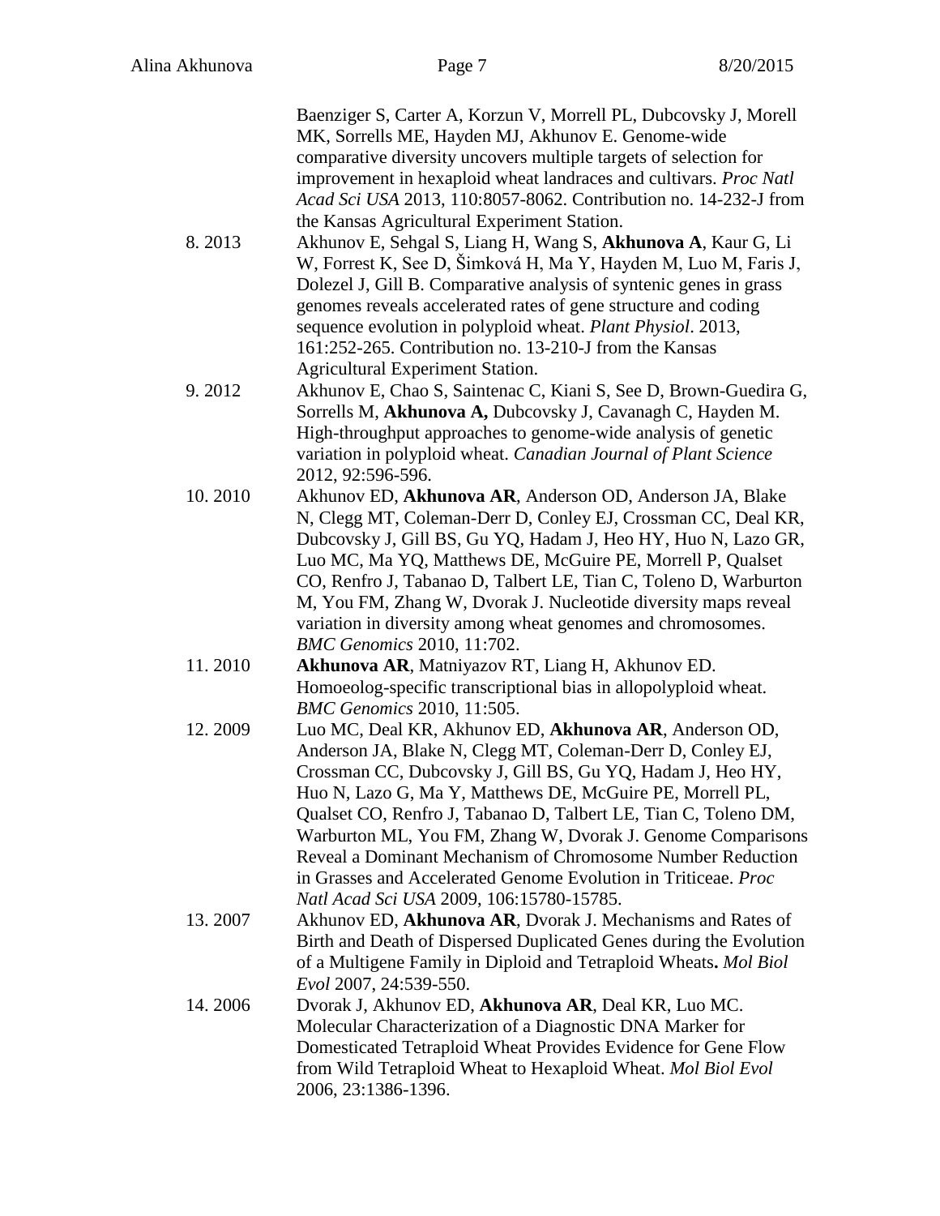Baenziger S, Carter A, Korzun V, Morrell PL, Dubcovsky J, Morell MK, Sorrells ME, Hayden MJ, Akhunov E. Genome-wide comparative diversity uncovers multiple targets of selection for improvement in hexaploid wheat landraces and cultivars. *Proc Natl Acad Sci USA* 2013, 110:8057-8062. Contribution no. 14-232-J from the Kansas Agricultural Experiment Station.

8. 2013 Akhunov E, Sehgal S, Liang H, Wang S, **Akhunova A**, Kaur G, Li W, Forrest K, See D, Šimková H, Ma Y, Hayden M, Luo M, Faris J, Dolezel J, Gill B. Comparative analysis of syntenic genes in grass genomes reveals accelerated rates of gene structure and coding sequence evolution in polyploid wheat. *Plant Physiol*. 2013, 161:252-265. Contribution no. 13-210-J from the Kansas Agricultural Experiment Station.

9. 2012 Akhunov E, Chao S, Saintenac C, Kiani S, See D, Brown-Guedira G, Sorrells M, **Akhunova A,** Dubcovsky J, Cavanagh C, Hayden M. High-throughput approaches to genome-wide analysis of genetic variation in polyploid wheat. *Canadian Journal of Plant Science* 2012, 92:596-596.

10. 2010 Akhunov ED, **Akhunova AR**, Anderson OD, Anderson JA, Blake N, Clegg MT, Coleman-Derr D, Conley EJ, Crossman CC, Deal KR, Dubcovsky J, Gill BS, Gu YQ, Hadam J, Heo HY, Huo N, Lazo GR, Luo MC, Ma YQ, Matthews DE, McGuire PE, Morrell P, Qualset CO, Renfro J, Tabanao D, Talbert LE, Tian C, Toleno D, Warburton M, You FM, Zhang W, Dvorak J. Nucleotide diversity maps reveal variation in diversity among wheat genomes and chromosomes. *BMC Genomics* 2010, 11:702.

11. 2010 **Akhunova AR**, Matniyazov RT, Liang H, Akhunov ED. Homoeolog-specific transcriptional bias in allopolyploid wheat. *BMC Genomics* 2010, 11:505.

12. 2009 Luo MC, Deal KR, Akhunov ED, **Akhunova AR**, Anderson OD, Anderson JA, Blake N, Clegg MT, Coleman-Derr D, Conley EJ, Crossman CC, Dubcovsky J, Gill BS, Gu YQ, Hadam J, Heo HY, Huo N, Lazo G, Ma Y, Matthews DE, McGuire PE, Morrell PL, Qualset CO, Renfro J, Tabanao D, Talbert LE, Tian C, Toleno DM, Warburton ML, You FM, Zhang W, Dvorak J. Genome Comparisons Reveal a Dominant Mechanism of Chromosome Number Reduction in Grasses and Accelerated Genome Evolution in Triticeae. *Proc Natl Acad Sci USA* 2009, 106:15780-15785.

13. 2007 Akhunov ED, **Akhunova AR**, Dvorak J. Mechanisms and Rates of Birth and Death of Dispersed Duplicated Genes during the Evolution of a Multigene Family in Diploid and Tetraploid Wheats**.** *Mol Biol Evol* 2007, 24:539-550.

14. 2006 Dvorak J, Akhunov ED, **Akhunova AR**, Deal KR, Luo MC. Molecular Characterization of a Diagnostic DNA Marker for Domesticated Tetraploid Wheat Provides Evidence for Gene Flow from Wild Tetraploid Wheat to Hexaploid Wheat. *Mol Biol Evol* 2006, 23:1386-1396.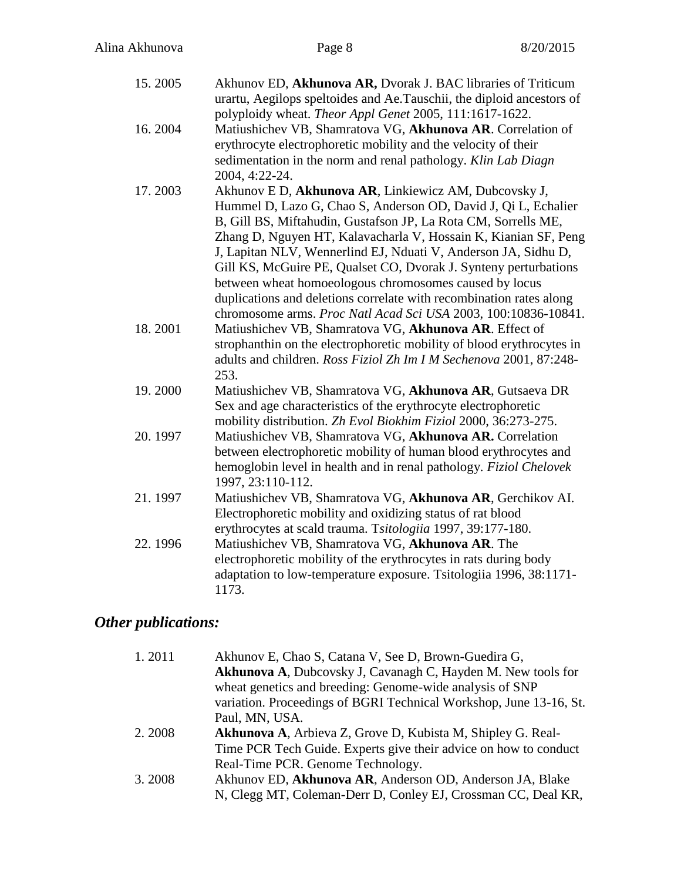15. 2005 Akhunov ED, **Akhunova AR,** Dvorak J. BAC libraries of Triticum urartu, Aegilops speltoides and Ae.Tauschii, the diploid ancestors of polyploidy wheat. *Theor Appl Genet* 2005, 111:1617-1622.

16. 2004 Matiushichev VB, Shamratova VG, **Akhunova AR**. Correlation of erythrocyte electrophoretic mobility and the velocity of their sedimentation in the norm and renal pathology. *Klin Lab Diagn* 2004, 4:22-24.

17. 2003 Akhunov E D, **Akhunova AR**, Linkiewicz AM, Dubcovsky J, Hummel D, Lazo G, Chao S, Anderson OD, David J, Qi L, Echalier B, Gill BS, Miftahudin, Gustafson JP, La Rota CM, Sorrells ME, Zhang D, Nguyen HT, Kalavacharla V, Hossain K, Kianian SF, Peng J, Lapitan NLV, Wennerlind EJ, Nduati V, Anderson JA, Sidhu D, Gill KS, McGuire PE, Qualset CO, Dvorak J. Synteny perturbations between wheat homoeologous chromosomes caused by locus duplications and deletions correlate with recombination rates along chromosome arms. *Proc Natl Acad Sci USA* 2003, 100:10836-10841.

18. 2001 Matiushichev VB, Shamratova VG, **Akhunova AR**. Effect of strophanthin on the electrophoretic mobility of blood erythrocytes in adults and children. *Ross Fiziol Zh Im I M Sechenova* 2001, 87:248-253.

19. 2000 Matiushichev VB, Shamratova VG, **Akhunova AR**, Gutsaeva DR Sex and age characteristics of the erythrocyte electrophoretic mobility distribution. *Zh Evol Biokhim Fiziol* 2000, 36:273-275.

20. 1997 Matiushichev VB, Shamratova VG, **Akhunova AR.** Correlation between electrophoretic mobility of human blood erythrocytes and hemoglobin level in health and in renal pathology. *Fiziol Chelovek* 1997, 23:110-112.

21. 1997 Matiushichev VB, Shamratova VG, **Akhunova AR**, Gerchikov AI. Electrophoretic mobility and oxidizing status of rat blood erythrocytes at scald trauma. T*sitologiia* 1997, 39:177-180.

22. 1996 Matiushichev VB, Shamratova VG, **Akhunova AR**. The electrophoretic mobility of the erythrocytes in rats during body adaptation to low-temperature exposure. Tsitologiia 1996, 38:1171-1173.

## *Other publications:*

1. 2011 Akhunov E, Chao S, Catana V, See D, Brown-Guedira G, **Akhunova A**, Dubcovsky J, Cavanagh C, Hayden M. New tools for wheat genetics and breeding: Genome-wide analysis of SNP variation. Proceedings of BGRI Technical Workshop, June 13-16, St. Paul, MN, USA.

2. 2008 **Akhunova A**, Arbieva Z, Grove D, Kubista M, Shipley G. Real-Time PCR Tech Guide. Experts give their advice on how to conduct Real-Time PCR. Genome Technology.

3. 2008 Akhunov ED, **Akhunova AR**, Anderson OD, Anderson JA, Blake N, Clegg MT, Coleman-Derr D, Conley EJ, Crossman CC, Deal KR,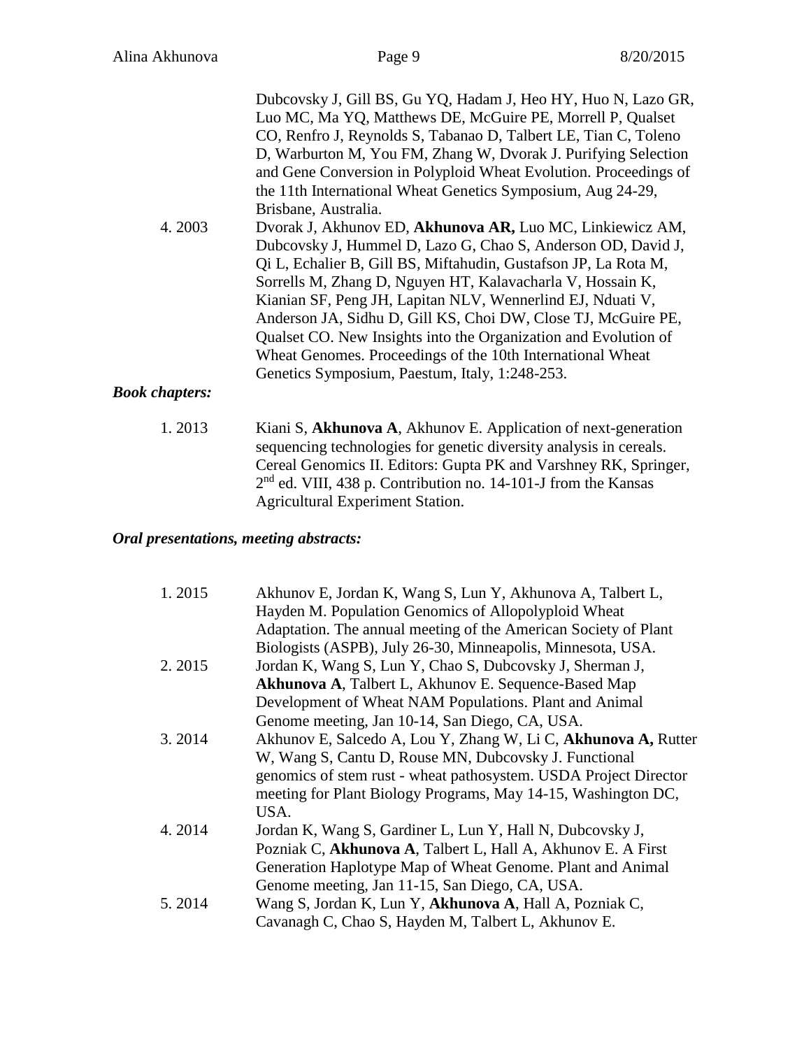Dubcovsky J, Gill BS, Gu YQ, Hadam J, Heo HY, Huo N, Lazo GR, Luo MC, Ma YQ, Matthews DE, McGuire PE, Morrell P, Qualset CO, Renfro J, Reynolds S, Tabanao D, Talbert LE, Tian C, Toleno D, Warburton M, You FM, Zhang W, Dvorak J. Purifying Selection and Gene Conversion in Polyploid Wheat Evolution. Proceedings of the 11th International Wheat Genetics Symposium, Aug 24-29, Brisbane, Australia.

4. 2003 Dvorak J, Akhunov ED, **Akhunova AR,** Luo MC, Linkiewicz AM, Dubcovsky J, Hummel D, Lazo G, Chao S, Anderson OD, David J, Qi L, Echalier B, Gill BS, Miftahudin, Gustafson JP, La Rota M, Sorrells M, Zhang D, Nguyen HT, Kalavacharla V, Hossain K, Kianian SF, Peng JH, Lapitan NLV, Wennerlind EJ, Nduati V, Anderson JA, Sidhu D, Gill KS, Choi DW, Close TJ, McGuire PE, Qualset CO. New Insights into the Organization and Evolution of Wheat Genomes. Proceedings of the 10th International Wheat Genetics Symposium, Paestum, Italy, 1:248-253.

### *Book chapters:*

1. 2013 Kiani S, **Akhunova A**, Akhunov E. Application of next-generation sequencing technologies for genetic diversity analysis in cereals. Cereal Genomics II. Editors: Gupta PK and Varshney RK, Springer, 2nd ed. VIII, 438 p. Contribution no. 14-101-J from the Kansas Agricultural Experiment Station.

### *Oral presentations, meeting abstracts:*

1. 2015 Akhunov E, Jordan K, Wang S, Lun Y, Akhunova A, Talbert L, Hayden M. Population Genomics of Allopolyploid Wheat Adaptation. The annual meeting of the American Society of Plant Biologists (ASPB), July 26-30, Minneapolis, Minnesota, USA.
2. 2015 Jordan K, Wang S, Lun Y, Chao S, Dubcovsky J, Sherman J, **Akhunova A**, Talbert L, Akhunov E. Sequence-Based Map Development of Wheat NAM Populations. Plant and Animal Genome meeting, Jan 10-14, San Diego, CA, USA.
3. 2014 Akhunov E, Salcedo A, Lou Y, Zhang W, Li C, **Akhunova A,** Rutter W, Wang S, Cantu D, Rouse MN, Dubcovsky J. Functional genomics of stem rust - wheat pathosystem. USDA Project Director meeting for Plant Biology Programs, May 14-15, Washington DC, USA.
4. 2014 Jordan K, Wang S, Gardiner L, Lun Y, Hall N, Dubcovsky J, Pozniak C, **Akhunova A**, Talbert L, Hall A, Akhunov E. A First Generation Haplotype Map of Wheat Genome. Plant and Animal Genome meeting, Jan 11-15, San Diego, CA, USA.
5. 2014 Wang S, Jordan K, Lun Y, **Akhunova A**, Hall A, Pozniak C, Cavanagh C, Chao S, Hayden M, Talbert L, Akhunov E.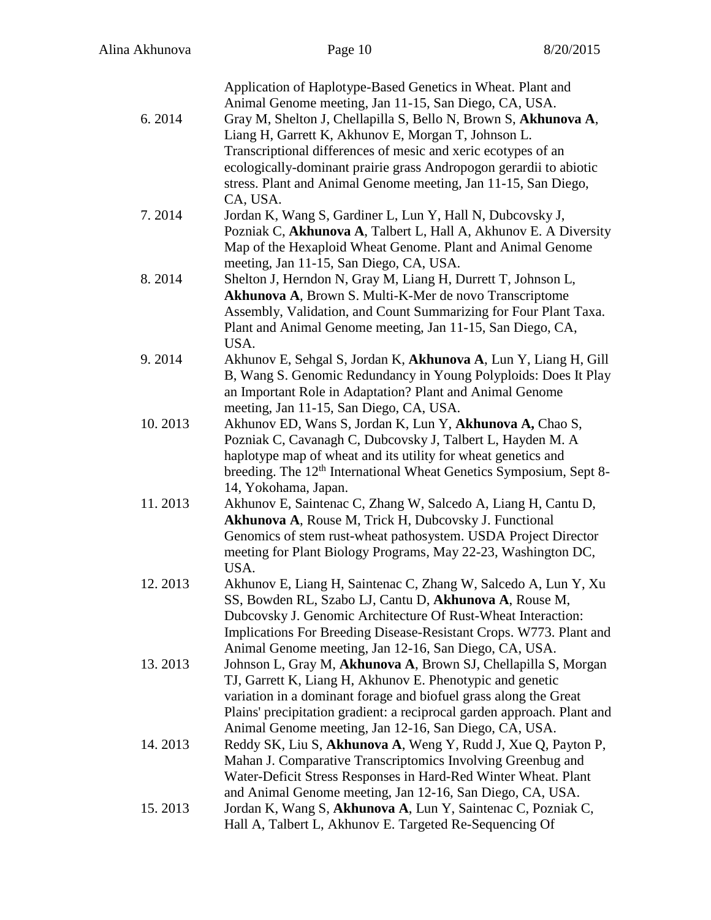Application of Haplotype-Based Genetics in Wheat. Plant and Animal Genome meeting, Jan 11-15, San Diego, CA, USA.

6. 2014 Gray M, Shelton J, Chellapilla S, Bello N, Brown S, **Akhunova A**, Liang H, Garrett K, Akhunov E, Morgan T, Johnson L. Transcriptional differences of mesic and xeric ecotypes of an ecologically-dominant prairie grass Andropogon gerardii to abiotic stress. Plant and Animal Genome meeting, Jan 11-15, San Diego, CA, USA.

7. 2014 Jordan K, Wang S, Gardiner L, Lun Y, Hall N, Dubcovsky J, Pozniak C, **Akhunova A**, Talbert L, Hall A, Akhunov E. A Diversity Map of the Hexaploid Wheat Genome. Plant and Animal Genome meeting, Jan 11-15, San Diego, CA, USA.

8. 2014 Shelton J, Herndon N, Gray M, Liang H, Durrett T, Johnson L, **Akhunova A**, Brown S. Multi-K-Mer de novo Transcriptome Assembly, Validation, and Count Summarizing for Four Plant Taxa. Plant and Animal Genome meeting, Jan 11-15, San Diego, CA, USA.

9. 2014 Akhunov E, Sehgal S, Jordan K, **Akhunova A**, Lun Y, Liang H, Gill B, Wang S. Genomic Redundancy in Young Polyploids: Does It Play an Important Role in Adaptation? Plant and Animal Genome meeting, Jan 11-15, San Diego, CA, USA.

10. 2013 Akhunov ED, Wans S, Jordan K, Lun Y, **Akhunova A,** Chao S, Pozniak C, Cavanagh C, Dubcovsky J, Talbert L, Hayden M. A haplotype map of wheat and its utility for wheat genetics and breeding. The 12th International Wheat Genetics Symposium, Sept 8-14, Yokohama, Japan.

11. 2013 Akhunov E, Saintenac C, Zhang W, Salcedo A, Liang H, Cantu D, **Akhunova A**, Rouse M, Trick H, Dubcovsky J. Functional Genomics of stem rust-wheat pathosystem. USDA Project Director meeting for Plant Biology Programs, May 22-23, Washington DC, USA.

12. 2013 Akhunov E, Liang H, Saintenac C, Zhang W, Salcedo A, Lun Y, Xu SS, Bowden RL, Szabo LJ, Cantu D, **Akhunova A**, Rouse M, Dubcovsky J. Genomic Architecture Of Rust-Wheat Interaction: Implications For Breeding Disease-Resistant Crops. W773. Plant and Animal Genome meeting, Jan 12-16, San Diego, CA, USA.

13. 2013 Johnson L, Gray M, **Akhunova A**, Brown SJ, Chellapilla S, Morgan TJ, Garrett K, Liang H, Akhunov E. Phenotypic and genetic variation in a dominant forage and biofuel grass along the Great Plains' precipitation gradient: a reciprocal garden approach. Plant and Animal Genome meeting, Jan 12-16, San Diego, CA, USA.

14. 2013 Reddy SK, Liu S, **Akhunova A**, Weng Y, Rudd J, Xue Q, Payton P, Mahan J. Comparative Transcriptomics Involving Greenbug and Water-Deficit Stress Responses in Hard-Red Winter Wheat. Plant and Animal Genome meeting, Jan 12-16, San Diego, CA, USA.

15. 2013 Jordan K, Wang S, **Akhunova A**, Lun Y, Saintenac C, Pozniak C, Hall A, Talbert L, Akhunov E. Targeted Re-Sequencing Of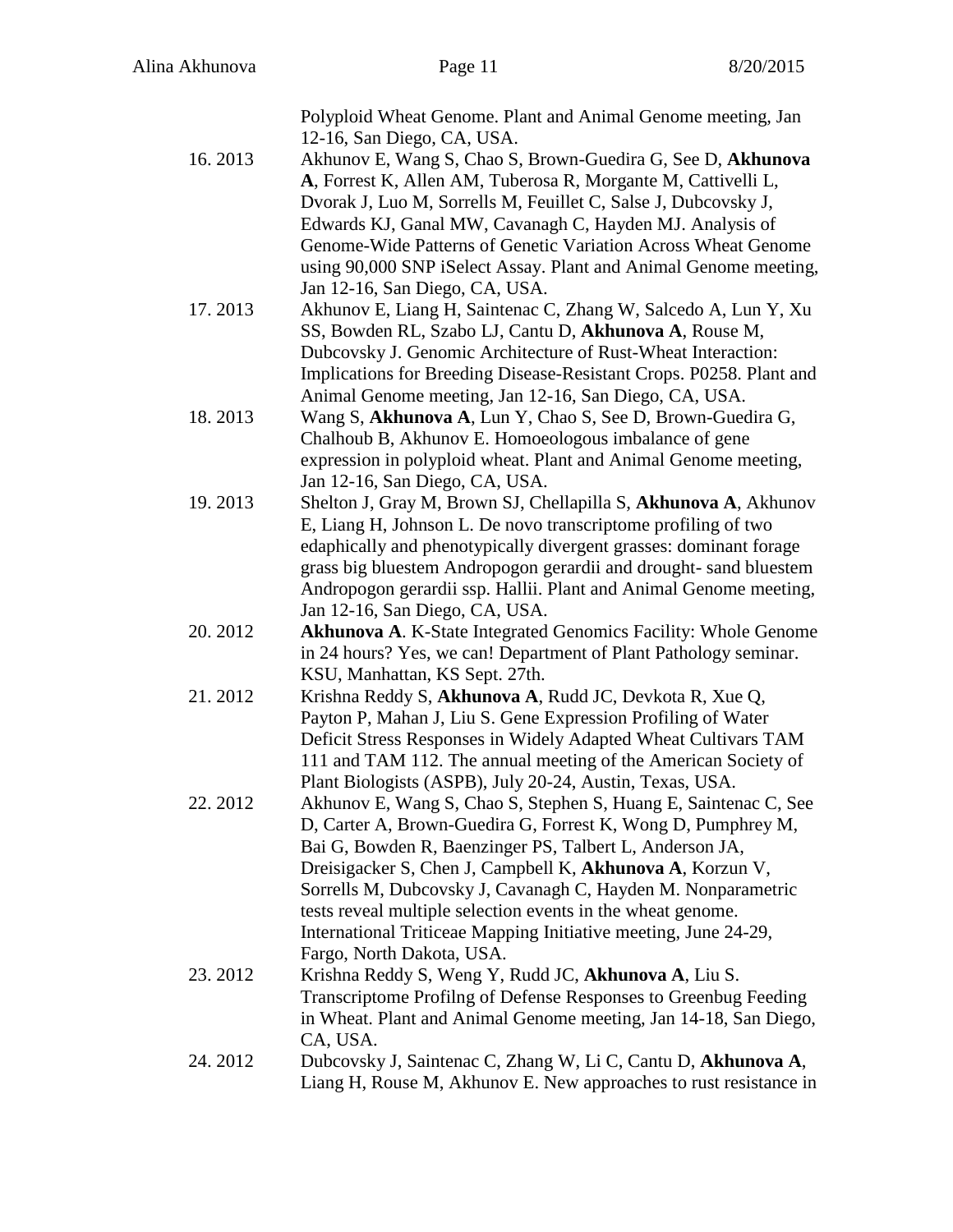Polyploid Wheat Genome. Plant and Animal Genome meeting, Jan 12-16, San Diego, CA, USA.

16. 2013 Akhunov E, Wang S, Chao S, Brown-Guedira G, See D, **Akhunova A**, Forrest K, Allen AM, Tuberosa R, Morgante M, Cattivelli L, Dvorak J, Luo M, Sorrells M, Feuillet C, Salse J, Dubcovsky J, Edwards KJ, Ganal MW, Cavanagh C, Hayden MJ. Analysis of Genome-Wide Patterns of Genetic Variation Across Wheat Genome using 90,000 SNP iSelect Assay. Plant and Animal Genome meeting, Jan 12-16, San Diego, CA, USA.

17. 2013 Akhunov E, Liang H, Saintenac C, Zhang W, Salcedo A, Lun Y, Xu SS, Bowden RL, Szabo LJ, Cantu D, **Akhunova A**, Rouse M, Dubcovsky J. Genomic Architecture of Rust-Wheat Interaction: Implications for Breeding Disease-Resistant Crops. P0258. Plant and Animal Genome meeting, Jan 12-16, San Diego, CA, USA.

18. 2013 Wang S, **Akhunova A**, Lun Y, Chao S, See D, Brown-Guedira G, Chalhoub B, Akhunov E. Homoeologous imbalance of gene expression in polyploid wheat. Plant and Animal Genome meeting, Jan 12-16, San Diego, CA, USA.

19. 2013 Shelton J, Gray M, Brown SJ, Chellapilla S, **Akhunova A**, Akhunov E, Liang H, Johnson L. De novo transcriptome profiling of two edaphically and phenotypically divergent grasses: dominant forage grass big bluestem Andropogon gerardii and drought- sand bluestem Andropogon gerardii ssp. Hallii. Plant and Animal Genome meeting, Jan 12-16, San Diego, CA, USA.

20. 2012 **Akhunova A**. K-State Integrated Genomics Facility: Whole Genome in 24 hours? Yes, we can! Department of Plant Pathology seminar. KSU, Manhattan, KS Sept. 27th.

21. 2012 Krishna Reddy S, **Akhunova A**, Rudd JC, Devkota R, Xue Q, Payton P, Mahan J, Liu S. Gene Expression Profiling of Water Deficit Stress Responses in Widely Adapted Wheat Cultivars TAM 111 and TAM 112. The annual meeting of the American Society of Plant Biologists (ASPB), July 20-24, Austin, Texas, USA.

22. 2012 Akhunov E, Wang S, Chao S, Stephen S, Huang E, Saintenac C, See D, Carter A, Brown-Guedira G, Forrest K, Wong D, Pumphrey M, Bai G, Bowden R, Baenzinger PS, Talbert L, Anderson JA, Dreisigacker S, Chen J, Campbell K, **Akhunova A**, Korzun V, Sorrells M, Dubcovsky J, Cavanagh C, Hayden M. Nonparametric tests reveal multiple selection events in the wheat genome. International Triticeae Mapping Initiative meeting, June 24-29, Fargo, North Dakota, USA.

23. 2012 Krishna Reddy S, Weng Y, Rudd JC, **Akhunova A**, Liu S. Transcriptome Profilng of Defense Responses to Greenbug Feeding in Wheat. Plant and Animal Genome meeting, Jan 14-18, San Diego, CA, USA.

24. 2012 Dubcovsky J, Saintenac C, Zhang W, Li C, Cantu D, **Akhunova A**, Liang H, Rouse M, Akhunov E. New approaches to rust resistance in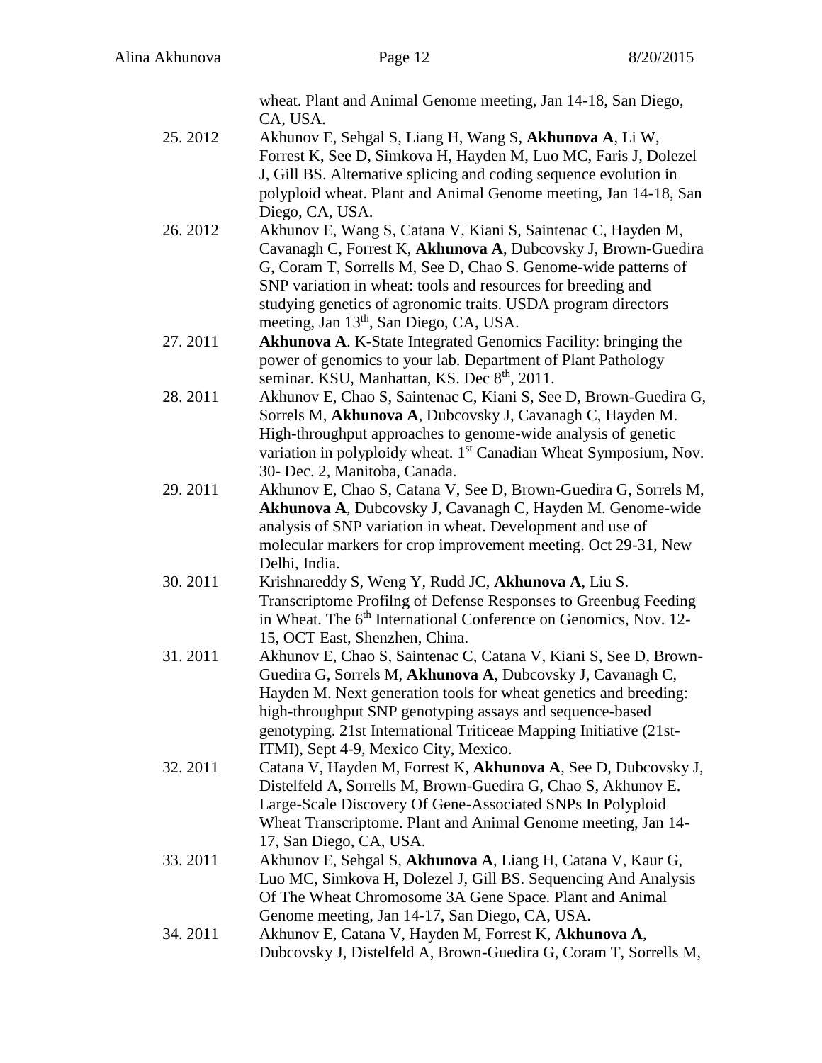wheat. Plant and Animal Genome meeting, Jan 14-18, San Diego, CA, USA.

25. 2012 Akhunov E, Sehgal S, Liang H, Wang S, **Akhunova A**, Li W, Forrest K, See D, Simkova H, Hayden M, Luo MC, Faris J, Dolezel J, Gill BS. Alternative splicing and coding sequence evolution in polyploid wheat. Plant and Animal Genome meeting, Jan 14-18, San Diego, CA, USA.

26. 2012 Akhunov E, Wang S, Catana V, Kiani S, Saintenac C, Hayden M, Cavanagh C, Forrest K, **Akhunova A**, Dubcovsky J, Brown-Guedira G, Coram T, Sorrells M, See D, Chao S. Genome-wide patterns of SNP variation in wheat: tools and resources for breeding and studying genetics of agronomic traits. USDA program directors meeting, Jan 13th, San Diego, CA, USA.

27. 2011 **Akhunova A**. K-State Integrated Genomics Facility: bringing the power of genomics to your lab. Department of Plant Pathology seminar. KSU, Manhattan, KS. Dec 8th, 2011.

28. 2011 Akhunov E, Chao S, Saintenac C, Kiani S, See D, Brown-Guedira G, Sorrels M, **Akhunova A**, Dubcovsky J, Cavanagh C, Hayden M. High-throughput approaches to genome-wide analysis of genetic variation in polyploidy wheat. 1st Canadian Wheat Symposium, Nov. 30- Dec. 2, Manitoba, Canada.

29. 2011 Akhunov E, Chao S, Catana V, See D, Brown-Guedira G, Sorrels M, **Akhunova A**, Dubcovsky J, Cavanagh C, Hayden M. Genome-wide analysis of SNP variation in wheat. Development and use of molecular markers for crop improvement meeting. Oct 29-31, New Delhi, India.

30. 2011 Krishnareddy S, Weng Y, Rudd JC, **Akhunova A**, Liu S. Transcriptome Profilng of Defense Responses to Greenbug Feeding in Wheat. The 6th International Conference on Genomics, Nov. 12-15, OCT East, Shenzhen, China.

31. 2011 Akhunov E, Chao S, Saintenac C, Catana V, Kiani S, See D, Brown-Guedira G, Sorrels M, **Akhunova A**, Dubcovsky J, Cavanagh C, Hayden M. Next generation tools for wheat genetics and breeding: high-throughput SNP genotyping assays and sequence-based genotyping. 21st International Triticeae Mapping Initiative (21st-ITMI), Sept 4-9, Mexico City, Mexico.

32. 2011 Catana V, Hayden M, Forrest K, **Akhunova A**, See D, Dubcovsky J, Distelfeld A, Sorrells M, Brown-Guedira G, Chao S, Akhunov E. Large-Scale Discovery Of Gene-Associated SNPs In Polyploid Wheat Transcriptome. Plant and Animal Genome meeting, Jan 14-17, San Diego, CA, USA.

33. 2011 Akhunov E, Sehgal S, **Akhunova A**, Liang H, Catana V, Kaur G, Luo MC, Simkova H, Dolezel J, Gill BS. Sequencing And Analysis Of The Wheat Chromosome 3A Gene Space. Plant and Animal Genome meeting, Jan 14-17, San Diego, CA, USA.

34. 2011 Akhunov E, Catana V, Hayden M, Forrest K, **Akhunova A**, Dubcovsky J, Distelfeld A, Brown-Guedira G, Coram T, Sorrells M,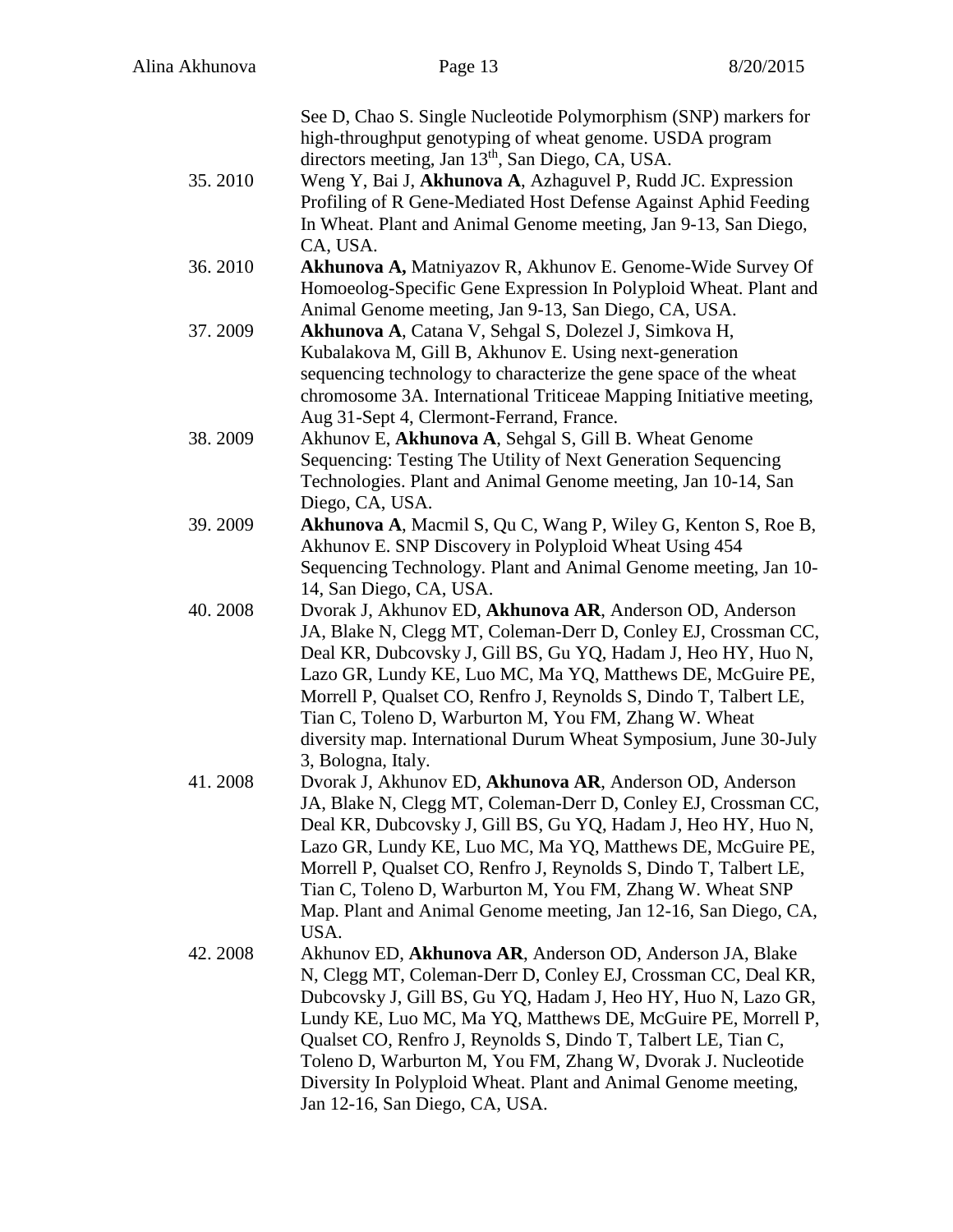See D, Chao S. Single Nucleotide Polymorphism (SNP) markers for high-throughput genotyping of wheat genome. USDA program directors meeting, Jan 13th, San Diego, CA, USA.

35. 2010 Weng Y, Bai J, **Akhunova A**, Azhaguvel P, Rudd JC. Expression Profiling of R Gene-Mediated Host Defense Against Aphid Feeding In Wheat. Plant and Animal Genome meeting, Jan 9-13, San Diego, CA, USA.

36. 2010 **Akhunova A,** Matniyazov R, Akhunov E. Genome-Wide Survey Of Homoeolog-Specific Gene Expression In Polyploid Wheat. Plant and Animal Genome meeting, Jan 9-13, San Diego, CA, USA.

37. 2009 **Akhunova A**, Catana V, Sehgal S, Dolezel J, Simkova H, Kubalakova M, Gill B, Akhunov E. Using next-generation sequencing technology to characterize the gene space of the wheat chromosome 3A. International Triticeae Mapping Initiative meeting, Aug 31-Sept 4, Clermont-Ferrand, France.

38. 2009 Akhunov E, **Akhunova A**, Sehgal S, Gill B. Wheat Genome Sequencing: Testing The Utility of Next Generation Sequencing Technologies. Plant and Animal Genome meeting, Jan 10-14, San Diego, CA, USA.

39. 2009 **Akhunova A**, Macmil S, Qu C, Wang P, Wiley G, Kenton S, Roe B, Akhunov E. SNP Discovery in Polyploid Wheat Using 454 Sequencing Technology. Plant and Animal Genome meeting, Jan 10-14, San Diego, CA, USA.

40. 2008 Dvorak J, Akhunov ED, **Akhunova AR**, Anderson OD, Anderson JA, Blake N, Clegg MT, Coleman-Derr D, Conley EJ, Crossman CC, Deal KR, Dubcovsky J, Gill BS, Gu YQ, Hadam J, Heo HY, Huo N, Lazo GR, Lundy KE, Luo MC, Ma YQ, Matthews DE, McGuire PE, Morrell P, Qualset CO, Renfro J, Reynolds S, Dindo T, Talbert LE, Tian C, Toleno D, Warburton M, You FM, Zhang W. Wheat diversity map. International Durum Wheat Symposium, June 30-July 3, Bologna, Italy.

41. 2008 Dvorak J, Akhunov ED, **Akhunova AR**, Anderson OD, Anderson JA, Blake N, Clegg MT, Coleman-Derr D, Conley EJ, Crossman CC, Deal KR, Dubcovsky J, Gill BS, Gu YQ, Hadam J, Heo HY, Huo N, Lazo GR, Lundy KE, Luo MC, Ma YQ, Matthews DE, McGuire PE, Morrell P, Qualset CO, Renfro J, Reynolds S, Dindo T, Talbert LE, Tian C, Toleno D, Warburton M, You FM, Zhang W. Wheat SNP Map. Plant and Animal Genome meeting, Jan 12-16, San Diego, CA, USA.

42. 2008 Akhunov ED, **Akhunova AR**, Anderson OD, Anderson JA, Blake N, Clegg MT, Coleman-Derr D, Conley EJ, Crossman CC, Deal KR, Dubcovsky J, Gill BS, Gu YQ, Hadam J, Heo HY, Huo N, Lazo GR, Lundy KE, Luo MC, Ma YQ, Matthews DE, McGuire PE, Morrell P, Qualset CO, Renfro J, Reynolds S, Dindo T, Talbert LE, Tian C, Toleno D, Warburton M, You FM, Zhang W, Dvorak J. Nucleotide Diversity In Polyploid Wheat. Plant and Animal Genome meeting, Jan 12-16, San Diego, CA, USA.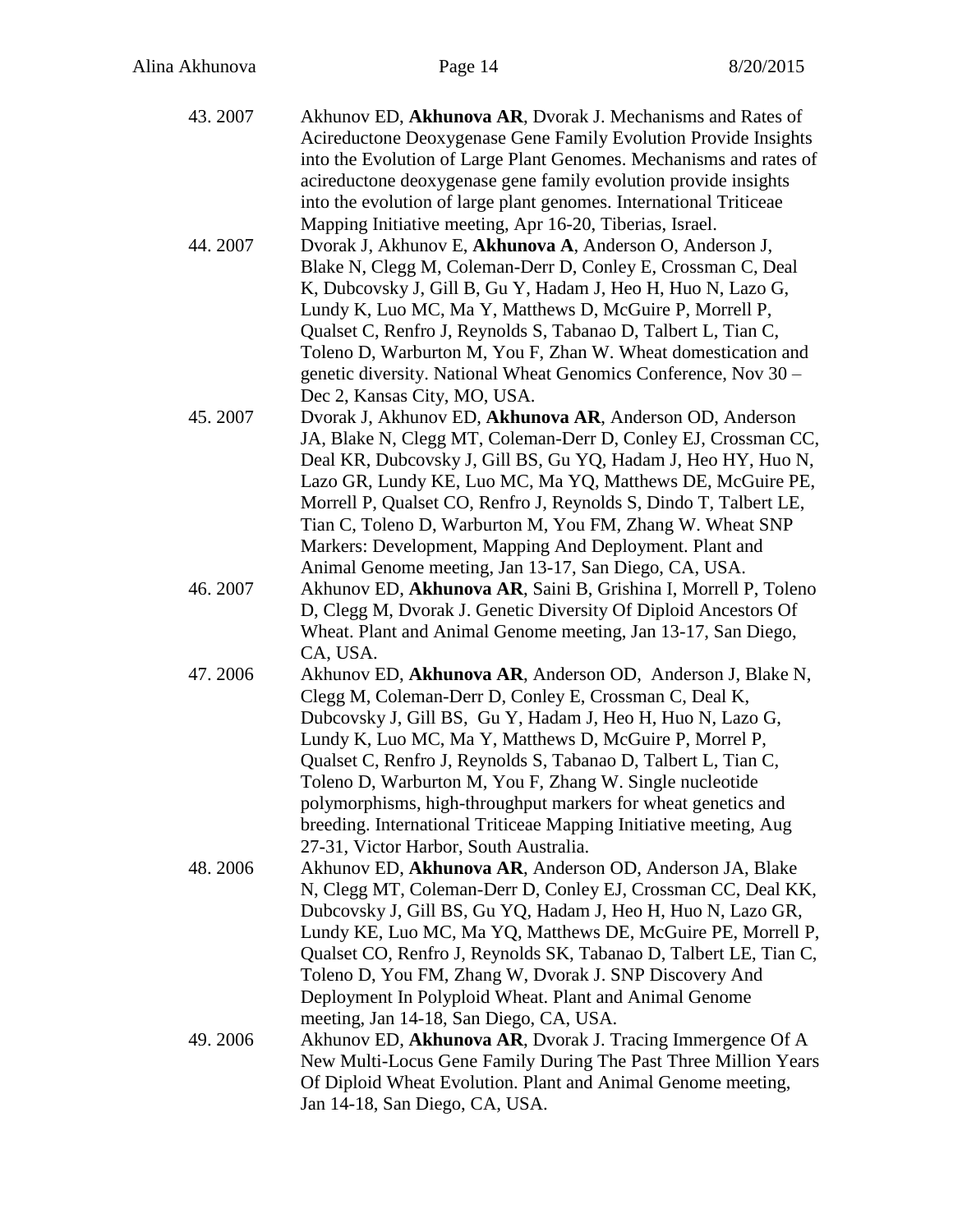43. 2007 Akhunov ED, **Akhunova AR**, Dvorak J. Mechanisms and Rates of Acireductone Deoxygenase Gene Family Evolution Provide Insights into the Evolution of Large Plant Genomes. Mechanisms and rates of acireductone deoxygenase gene family evolution provide insights into the evolution of large plant genomes. International Triticeae Mapping Initiative meeting, Apr 16-20, Tiberias, Israel.

44. 2007 Dvorak J, Akhunov E, **Akhunova A**, Anderson O, Anderson J, Blake N, Clegg M, Coleman-Derr D, Conley E, Crossman C, Deal K, Dubcovsky J, Gill B, Gu Y, Hadam J, Heo H, Huo N, Lazo G, Lundy K, Luo MC, Ma Y, Matthews D, McGuire P, Morrell P, Qualset C, Renfro J, Reynolds S, Tabanao D, Talbert L, Tian C, Toleno D, Warburton M, You F, Zhan W. Wheat domestication and genetic diversity. National Wheat Genomics Conference, Nov 30 – Dec 2, Kansas City, MO, USA.

45. 2007 Dvorak J, Akhunov ED, **Akhunova AR**, Anderson OD, Anderson JA, Blake N, Clegg MT, Coleman-Derr D, Conley EJ, Crossman CC, Deal KR, Dubcovsky J, Gill BS, Gu YQ, Hadam J, Heo HY, Huo N, Lazo GR, Lundy KE, Luo MC, Ma YQ, Matthews DE, McGuire PE, Morrell P, Qualset CO, Renfro J, Reynolds S, Dindo T, Talbert LE, Tian C, Toleno D, Warburton M, You FM, Zhang W. Wheat SNP Markers: Development, Mapping And Deployment. Plant and Animal Genome meeting, Jan 13-17, San Diego, CA, USA.

46. 2007 Akhunov ED, **Akhunova AR**, Saini B, Grishina I, Morrell P, Toleno D, Clegg M, Dvorak J. Genetic Diversity Of Diploid Ancestors Of Wheat. Plant and Animal Genome meeting, Jan 13-17, San Diego, CA, USA.

47. 2006 Akhunov ED, **Akhunova AR**, Anderson OD, Anderson J, Blake N, Clegg M, Coleman-Derr D, Conley E, Crossman C, Deal K, Dubcovsky J, Gill BS, Gu Y, Hadam J, Heo H, Huo N, Lazo G, Lundy K, Luo MC, Ma Y, Matthews D, McGuire P, Morrel P, Qualset C, Renfro J, Reynolds S, Tabanao D, Talbert L, Tian C, Toleno D, Warburton M, You F, Zhang W. Single nucleotide polymorphisms, high-throughput markers for wheat genetics and breeding. International Triticeae Mapping Initiative meeting, Aug 27-31, Victor Harbor, South Australia.

48. 2006 Akhunov ED, **Akhunova AR**, Anderson OD, Anderson JA, Blake N, Clegg MT, Coleman-Derr D, Conley EJ, Crossman CC, Deal KK, Dubcovsky J, Gill BS, Gu YQ, Hadam J, Heo H, Huo N, Lazo GR, Lundy KE, Luo MC, Ma YQ, Matthews DE, McGuire PE, Morrell P, Qualset CO, Renfro J, Reynolds SK, Tabanao D, Talbert LE, Tian C, Toleno D, You FM, Zhang W, Dvorak J. SNP Discovery And Deployment In Polyploid Wheat. Plant and Animal Genome meeting, Jan 14-18, San Diego, CA, USA.

49. 2006 Akhunov ED, **Akhunova AR**, Dvorak J. Tracing Immergence Of A New Multi-Locus Gene Family During The Past Three Million Years Of Diploid Wheat Evolution. Plant and Animal Genome meeting, Jan 14-18, San Diego, CA, USA.